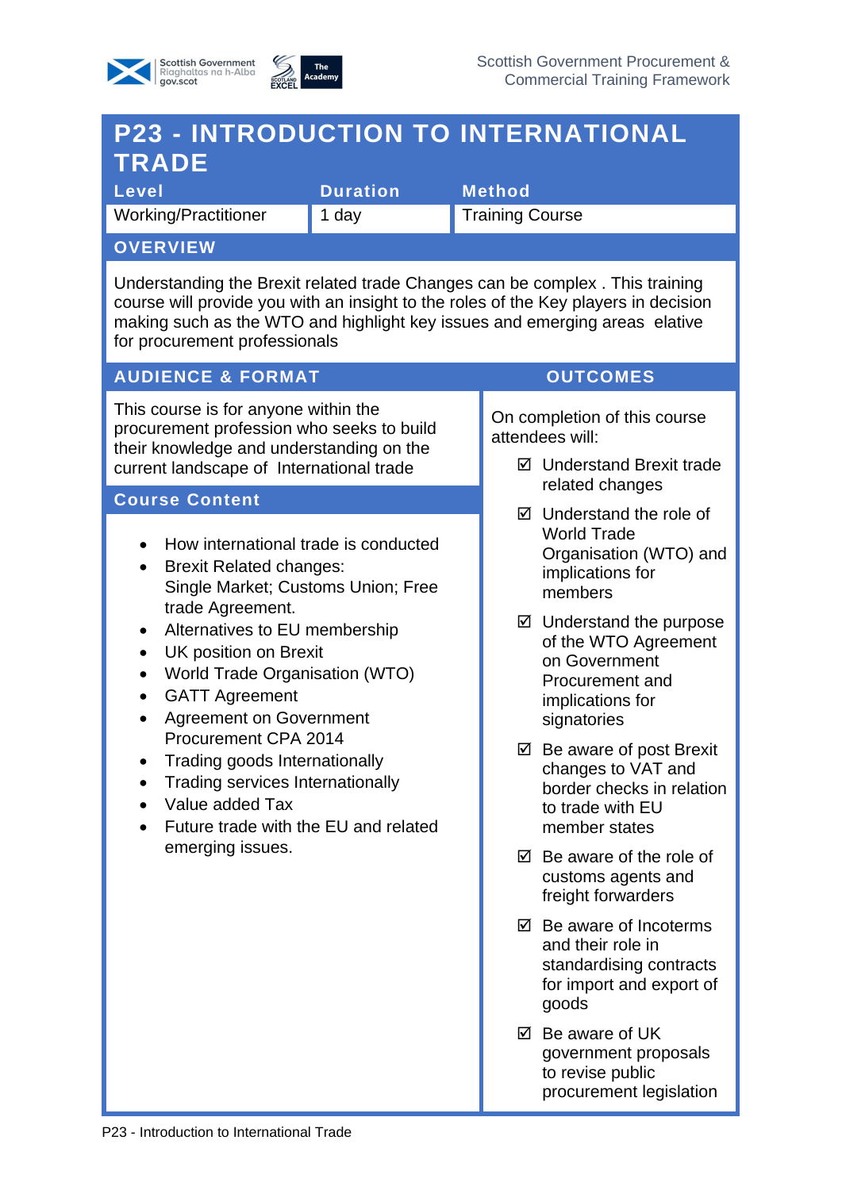Scottish Government Procurement & Commercial Training Framework

# P23 - INTRODUCTION TO INTERNATIONAL TRADE

| Level | Duration | Method |
|---|---|---|
| Working/Practitioner | 1 day | Training Course |

## OVERVIEW

Understanding the Brexit related trade Changes can be complex . This training course will provide you with an insight to the roles of the Key players in decision making such as the WTO and highlight key issues and emerging areas elative for procurement professionals

## AUDIENCE & FORMAT

This course is for anyone within the procurement profession who seeks to build their knowledge and understanding on the current landscape of International trade

## Course Content

- How international trade is conducted
- Brexit Related changes: Single Market; Customs Union; Free trade Agreement.
- Alternatives to EU membership
- UK position on Brexit
- World Trade Organisation (WTO)
- GATT Agreement
- Agreement on Government Procurement CPA 2014
- Trading goods Internationally
- Trading services Internationally
- Value added Tax
- Future trade with the EU and related emerging issues.

## OUTCOMES

On completion of this course attendees will:

- ☑ Understand Brexit trade related changes
- ☑ Understand the role of World Trade Organisation (WTO) and implications for members
- ☑ Understand the purpose of the WTO Agreement on Government Procurement and implications for signatories
- ☑ Be aware of post Brexit changes to VAT and border checks in relation to trade with EU member states
- ☑ Be aware of the role of customs agents and freight forwarders
- ☑ Be aware of Incoterms and their role in standardising contracts for import and export of goods
- ☑ Be aware of UK government proposals to revise public procurement legislation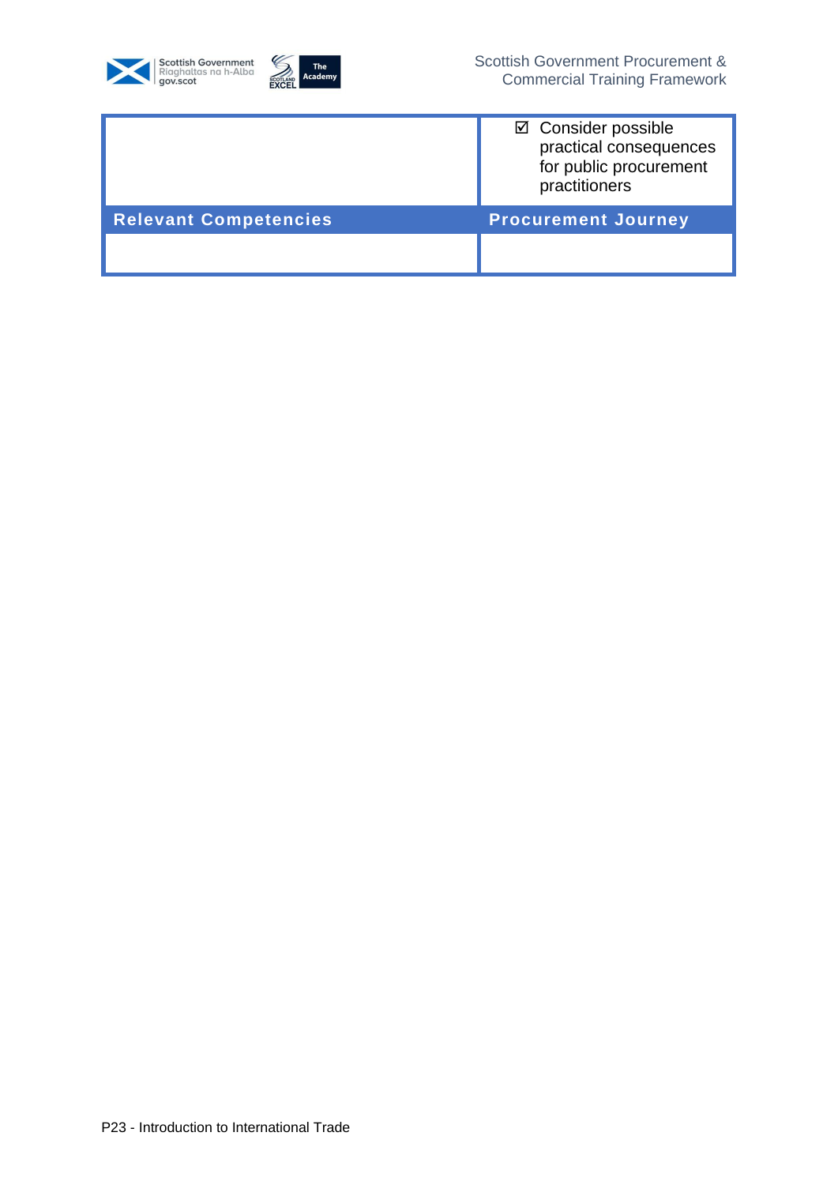| | |
|---|---|
| | ☑ Consider possible practical consequences for public procurement practitioners |
| **Relevant Competencies** | **Procurement Journey** |
| | |